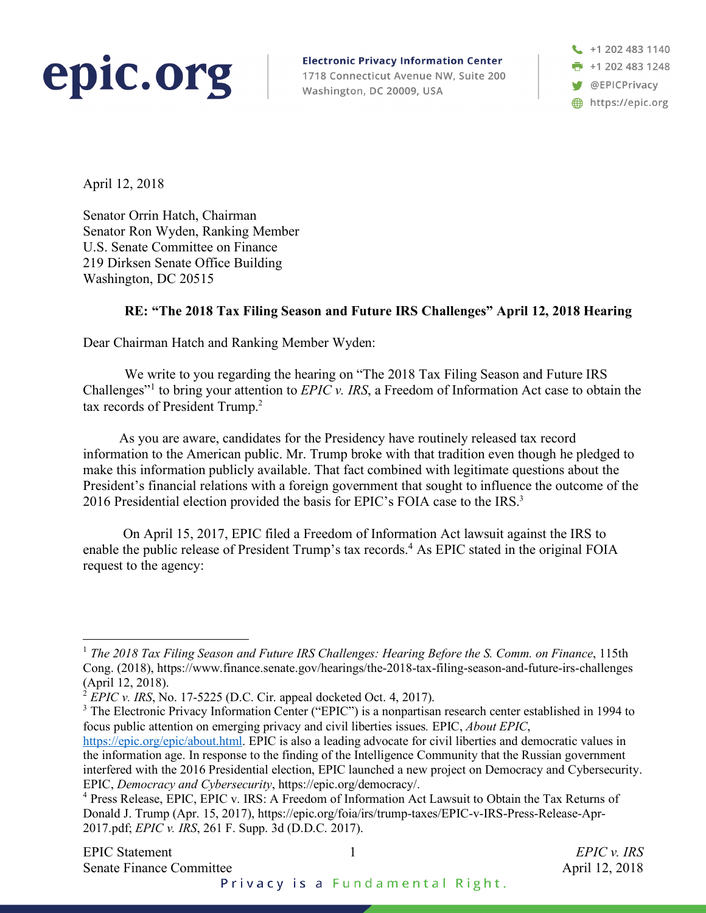epic.org

**Electronic Privacy Information Center**
1718 Connecticut Avenue NW, Suite 200
Washington, DC 20009, USA

+1 202 483 1140
+1 202 483 1248
@EPICPrivacy
https://epic.org

April 12, 2018

Senator Orrin Hatch, Chairman
Senator Ron Wyden, Ranking Member
U.S. Senate Committee on Finance
219 Dirksen Senate Office Building
Washington, DC 20515

**RE: "The 2018 Tax Filing Season and Future IRS Challenges" April 12, 2018 Hearing**

Dear Chairman Hatch and Ranking Member Wyden:

We write to you regarding the hearing on "The 2018 Tax Filing Season and Future IRS Challenges"[1] to bring your attention to *EPIC v. IRS*, a Freedom of Information Act case to obtain the tax records of President Trump.[2]

As you are aware, candidates for the Presidency have routinely released tax record information to the American public. Mr. Trump broke with that tradition even though he pledged to make this information publicly available. That fact combined with legitimate questions about the President's financial relations with a foreign government that sought to influence the outcome of the 2016 Presidential election provided the basis for EPIC's FOIA case to the IRS.[3]

On April 15, 2017, EPIC filed a Freedom of Information Act lawsuit against the IRS to enable the public release of President Trump's tax records.[4] As EPIC stated in the original FOIA request to the agency:

---

[1] *The 2018 Tax Filing Season and Future IRS Challenges: Hearing Before the S. Comm. on Finance*, 115th Cong. (2018), https://www.finance.senate.gov/hearings/the-2018-tax-filing-season-and-future-irs-challenges (April 12, 2018).

[2] *EPIC v. IRS*, No. 17-5225 (D.C. Cir. appeal docketed Oct. 4, 2017).

[3] The Electronic Privacy Information Center ("EPIC") is a nonpartisan research center established in 1994 to focus public attention on emerging privacy and civil liberties issues. EPIC, *About EPIC*, https://epic.org/epic/about.html. EPIC is also a leading advocate for civil liberties and democratic values in the information age. In response to the finding of the Intelligence Community that the Russian government interfered with the 2016 Presidential election, EPIC launched a new project on Democracy and Cybersecurity. EPIC, *Democracy and Cybersecurity*, https://epic.org/democracy/.

[4] Press Release, EPIC, EPIC v. IRS: A Freedom of Information Act Lawsuit to Obtain the Tax Returns of Donald J. Trump (Apr. 15, 2017), https://epic.org/foia/irs/trump-taxes/EPIC-v-IRS-Press-Release-Apr-2017.pdf; *EPIC v. IRS*, 261 F. Supp. 3d (D.D.C. 2017).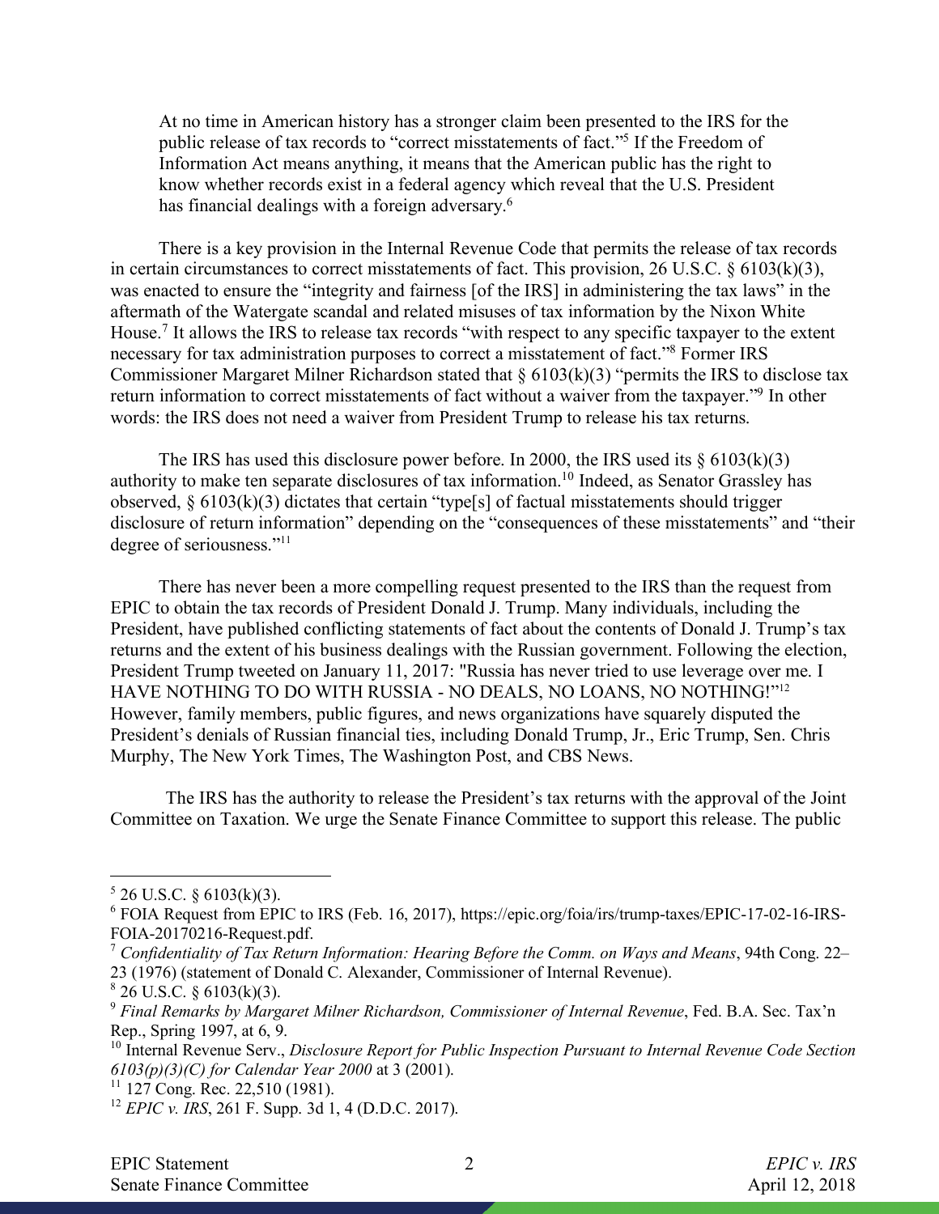> At no time in American history has a stronger claim been presented to the IRS for the public release of tax records to "correct misstatements of fact."[5] If the Freedom of Information Act means anything, it means that the American public has the right to know whether records exist in a federal agency which reveal that the U.S. President has financial dealings with a foreign adversary.[6]

There is a key provision in the Internal Revenue Code that permits the release of tax records in certain circumstances to correct misstatements of fact. This provision, 26 U.S.C. § 6103(k)(3), was enacted to ensure the "integrity and fairness [of the IRS] in administering the tax laws" in the aftermath of the Watergate scandal and related misuses of tax information by the Nixon White House.[7] It allows the IRS to release tax records "with respect to any specific taxpayer to the extent necessary for tax administration purposes to correct a misstatement of fact."[8] Former IRS Commissioner Margaret Milner Richardson stated that § 6103(k)(3) "permits the IRS to disclose tax return information to correct misstatements of fact without a waiver from the taxpayer."[9] In other words: the IRS does not need a waiver from President Trump to release his tax returns.

The IRS has used this disclosure power before. In 2000, the IRS used its § 6103(k)(3) authority to make ten separate disclosures of tax information.[10] Indeed, as Senator Grassley has observed, § 6103(k)(3) dictates that certain "type[s] of factual misstatements should trigger disclosure of return information" depending on the "consequences of these misstatements" and "their degree of seriousness."[11]

There has never been a more compelling request presented to the IRS than the request from EPIC to obtain the tax records of President Donald J. Trump. Many individuals, including the President, have published conflicting statements of fact about the contents of Donald J. Trump's tax returns and the extent of his business dealings with the Russian government. Following the election, President Trump tweeted on January 11, 2017: "Russia has never tried to use leverage over me. I HAVE NOTHING TO DO WITH RUSSIA - NO DEALS, NO LOANS, NO NOTHING!"[12] However, family members, public figures, and news organizations have squarely disputed the President's denials of Russian financial ties, including Donald Trump, Jr., Eric Trump, Sen. Chris Murphy, The New York Times, The Washington Post, and CBS News.

The IRS has the authority to release the President's tax returns with the approval of the Joint Committee on Taxation. We urge the Senate Finance Committee to support this release. The public

---

[5] 26 U.S.C. § 6103(k)(3).

[6] FOIA Request from EPIC to IRS (Feb. 16, 2017), https://epic.org/foia/irs/trump-taxes/EPIC-17-02-16-IRS-FOIA-20170216-Request.pdf.

[7] *Confidentiality of Tax Return Information: Hearing Before the Comm. on Ways and Means*, 94th Cong. 22–23 (1976) (statement of Donald C. Alexander, Commissioner of Internal Revenue).

[8] 26 U.S.C. § 6103(k)(3).

[9] *Final Remarks by Margaret Milner Richardson, Commissioner of Internal Revenue*, Fed. B.A. Sec. Tax'n Rep., Spring 1997, at 6, 9.

[10] Internal Revenue Serv., *Disclosure Report for Public Inspection Pursuant to Internal Revenue Code Section 6103(p)(3)(C) for Calendar Year 2000* at 3 (2001).

[11] 127 Cong. Rec. 22,510 (1981).

[12] *EPIC v. IRS*, 261 F. Supp. 3d 1, 4 (D.D.C. 2017).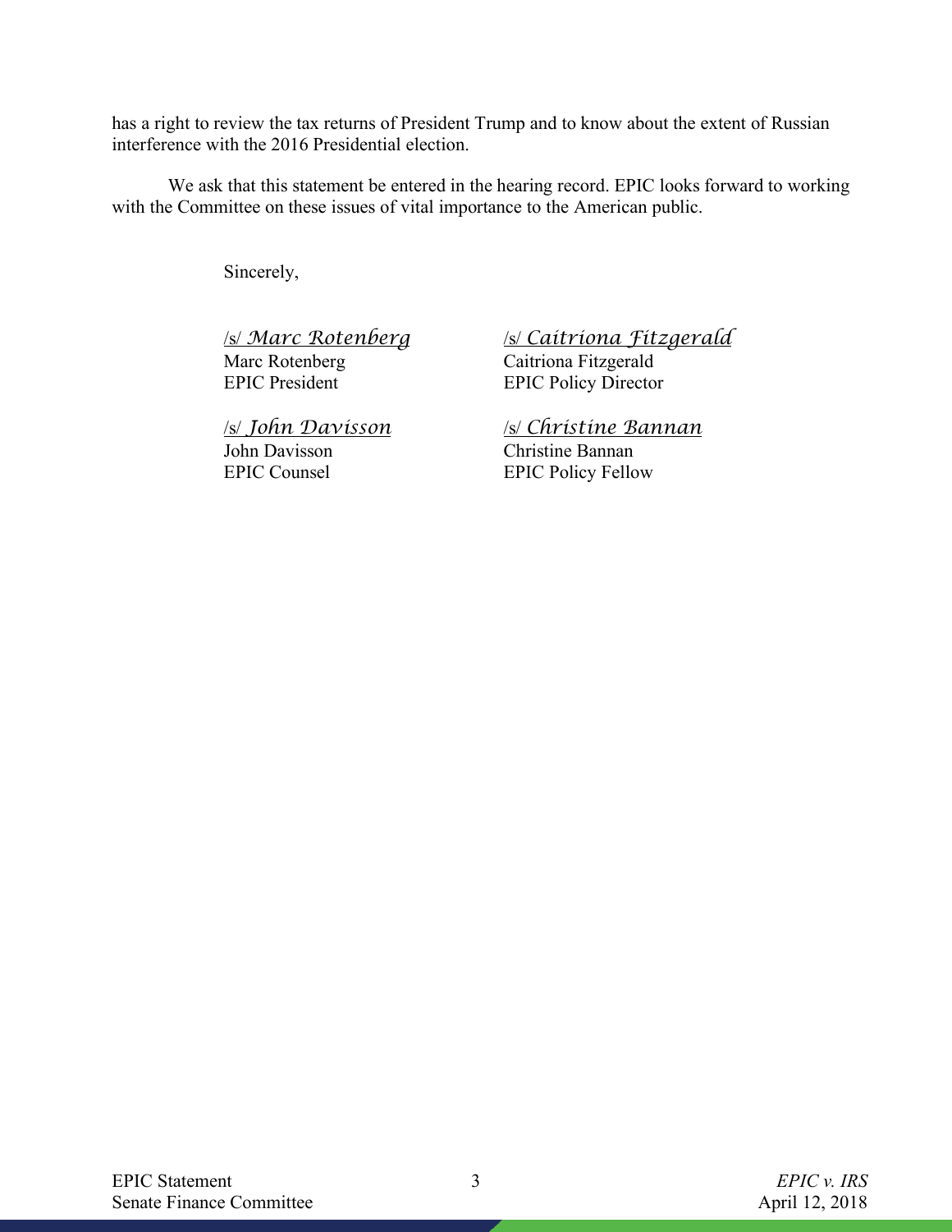has a right to review the tax returns of President Trump and to know about the extent of Russian interference with the 2016 Presidential election.

We ask that this statement be entered in the hearing record. EPIC looks forward to working with the Committee on these issues of vital importance to the American public.

Sincerely,

/s/ *Marc Rotenberg*
Marc Rotenberg
EPIC President

/s/ *Caitriona Fitzgerald*
Caitriona Fitzgerald
EPIC Policy Director

/s/ *John Davisson*
John Davisson
EPIC Counsel

/s/ *Christine Bannan*
Christine Bannan
EPIC Policy Fellow